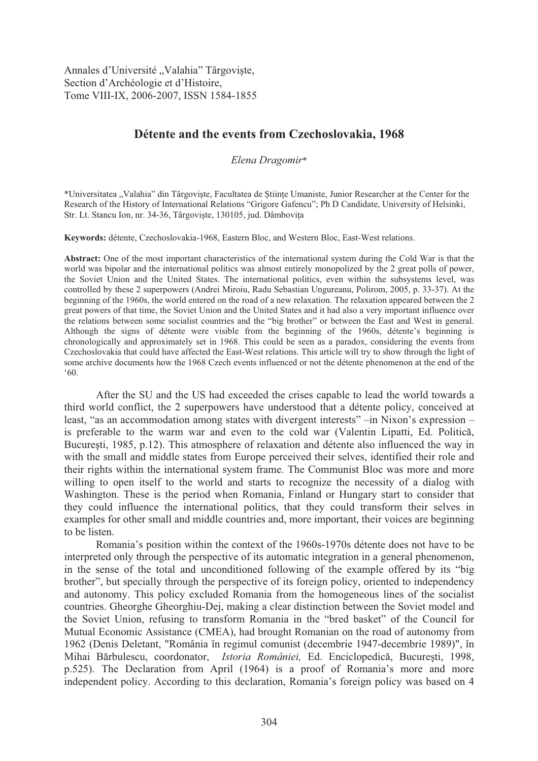Annales d'Université „Valahia" Târgovişte,
Section d'Archéologie et d'Histoire,
Tome VIII-IX, 2006-2007, ISSN 1584-1855

# Détente and the events from Czechoslovakia, 1968

*Elena Dragomir\**

\*Universitatea „Valahia" din Târgovişte, Facultatea de Ştiinţe Umaniste, Junior Researcher at the Center for the Research of the History of International Relations "Grigore Gafencu"; Ph D Candidate, University of Helsinki, Str. Lt. Stancu Ion, nr. 34-36, Târgovişte, 130105, jud. Dâmboviţa

**Keywords:** détente, Czechoslovakia-1968, Eastern Bloc, and Western Bloc, East-West relations.

**Abstract:** One of the most important characteristics of the international system during the Cold War is that the world was bipolar and the international politics was almost entirely monopolized by the 2 great polls of power, the Soviet Union and the United States. The international politics, even within the subsystems level, was controlled by these 2 superpowers (Andrei Miroiu, Radu Sebastian Ungureanu, Polirom, 2005, p. 33-37). At the beginning of the 1960s, the world entered on the road of a new relaxation. The relaxation appeared between the 2 great powers of that time, the Soviet Union and the United States and it had also a very important influence over the relations between some socialist countries and the "big brother" or between the East and West in general. Although the signs of détente were visible from the beginning of the 1960s, détente's beginning is chronologically and approximately set in 1968. This could be seen as a paradox, considering the events from Czechoslovakia that could have affected the East-West relations. This article will try to show through the light of some archive documents how the 1968 Czech events influenced or not the détente phenomenon at the end of the '60.

After the SU and the US had exceeded the crises capable to lead the world towards a third world conflict, the 2 superpowers have understood that a détente policy, conceived at least, "as an accommodation among states with divergent interests" –in Nixon's expression – is preferable to the warm war and even to the cold war (Valentin Lipatti, Ed. Politică, Bucureşti, 1985, p.12). This atmosphere of relaxation and détente also influenced the way in with the small and middle states from Europe perceived their selves, identified their role and their rights within the international system frame. The Communist Bloc was more and more willing to open itself to the world and starts to recognize the necessity of a dialog with Washington. These is the period when Romania, Finland or Hungary start to consider that they could influence the international politics, that they could transform their selves in examples for other small and middle countries and, more important, their voices are beginning to be listen.

Romania's position within the context of the 1960s-1970s détente does not have to be interpreted only through the perspective of its automatic integration in a general phenomenon, in the sense of the total and unconditioned following of the example offered by its "big brother", but specially through the perspective of its foreign policy, oriented to independency and autonomy. This policy excluded Romania from the homogeneous lines of the socialist countries. Gheorghe Gheorghiu-Dej, making a clear distinction between the Soviet model and the Soviet Union, refusing to transform Romania in the "bred basket" of the Council for Mutual Economic Assistance (CMEA), had brought Romanian on the road of autonomy from 1962 (Denis Deletant, "România în regimul comunist (decembrie 1947-decembrie 1989)", în Mihai Bărbulescu, coordonator, *Istoria României,* Ed. Enciclopedică, Bucureşti, 1998, p.525). The Declaration from April (1964) is a proof of Romania's more and more independent policy. According to this declaration, Romania's foreign policy was based on 4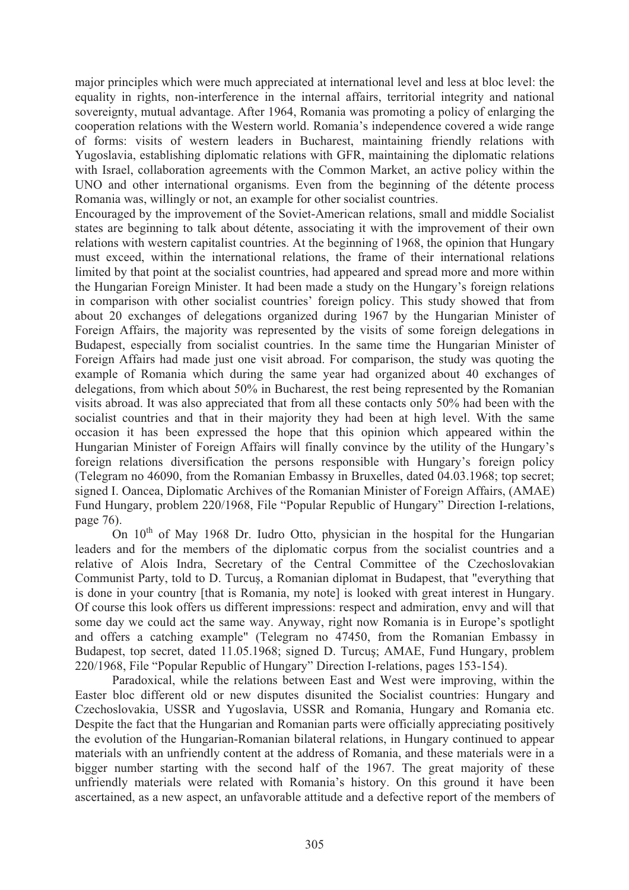major principles which were much appreciated at international level and less at bloc level: the equality in rights, non-interference in the internal affairs, territorial integrity and national sovereignty, mutual advantage. After 1964, Romania was promoting a policy of enlarging the cooperation relations with the Western world. Romania's independence covered a wide range of forms: visits of western leaders in Bucharest, maintaining friendly relations with Yugoslavia, establishing diplomatic relations with GFR, maintaining the diplomatic relations with Israel, collaboration agreements with the Common Market, an active policy within the UNO and other international organisms. Even from the beginning of the détente process Romania was, willingly or not, an example for other socialist countries.

Encouraged by the improvement of the Soviet-American relations, small and middle Socialist states are beginning to talk about détente, associating it with the improvement of their own relations with western capitalist countries. At the beginning of 1968, the opinion that Hungary must exceed, within the international relations, the frame of their international relations limited by that point at the socialist countries, had appeared and spread more and more within the Hungarian Foreign Minister. It had been made a study on the Hungary's foreign relations in comparison with other socialist countries' foreign policy. This study showed that from about 20 exchanges of delegations organized during 1967 by the Hungarian Minister of Foreign Affairs, the majority was represented by the visits of some foreign delegations in Budapest, especially from socialist countries. In the same time the Hungarian Minister of Foreign Affairs had made just one visit abroad. For comparison, the study was quoting the example of Romania which during the same year had organized about 40 exchanges of delegations, from which about 50% in Bucharest, the rest being represented by the Romanian visits abroad. It was also appreciated that from all these contacts only 50% had been with the socialist countries and that in their majority they had been at high level. With the same occasion it has been expressed the hope that this opinion which appeared within the Hungarian Minister of Foreign Affairs will finally convince by the utility of the Hungary's foreign relations diversification the persons responsible with Hungary's foreign policy (Telegram no 46090, from the Romanian Embassy in Bruxelles, dated 04.03.1968; top secret; signed I. Oancea, Diplomatic Archives of the Romanian Minister of Foreign Affairs, (AMAE) Fund Hungary, problem 220/1968, File "Popular Republic of Hungary" Direction I-relations, page 76).

On 10[th] of May 1968 Dr. Iudro Otto, physician in the hospital for the Hungarian leaders and for the members of the diplomatic corpus from the socialist countries and a relative of Alois Indra, Secretary of the Central Committee of the Czechoslovakian Communist Party, told to D. Turcuş, a Romanian diplomat in Budapest, that "everything that is done in your country [that is Romania, my note] is looked with great interest in Hungary. Of course this look offers us different impressions: respect and admiration, envy and will that some day we could act the same way. Anyway, right now Romania is in Europe's spotlight and offers a catching example" (Telegram no 47450, from the Romanian Embassy in Budapest, top secret, dated 11.05.1968; signed D. Turcuş; AMAE, Fund Hungary, problem 220/1968, File "Popular Republic of Hungary" Direction I-relations, pages 153-154).

Paradoxical, while the relations between East and West were improving, within the Easter bloc different old or new disputes disunited the Socialist countries: Hungary and Czechoslovakia, USSR and Yugoslavia, USSR and Romania, Hungary and Romania etc. Despite the fact that the Hungarian and Romanian parts were officially appreciating positively the evolution of the Hungarian-Romanian bilateral relations, in Hungary continued to appear materials with an unfriendly content at the address of Romania, and these materials were in a bigger number starting with the second half of the 1967. The great majority of these unfriendly materials were related with Romania's history. On this ground it have been ascertained, as a new aspect, an unfavorable attitude and a defective report of the members of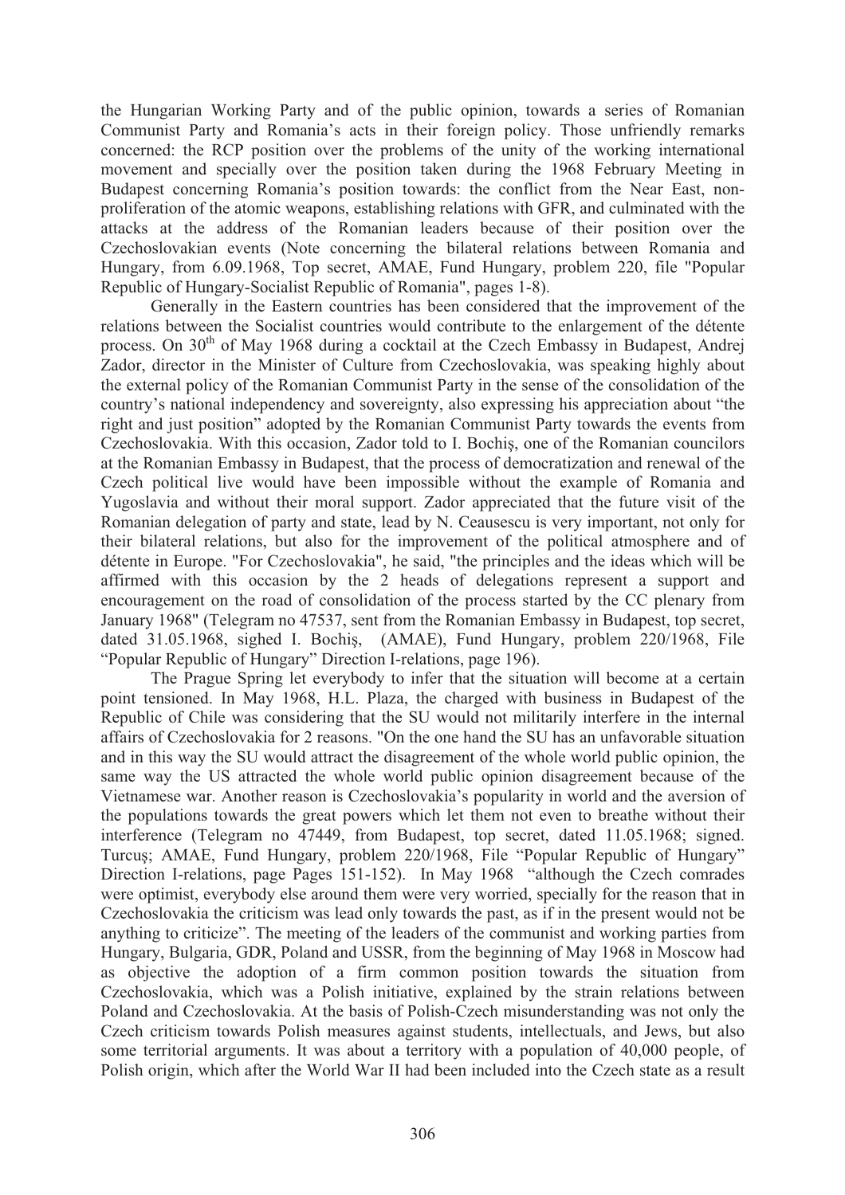the Hungarian Working Party and of the public opinion, towards a series of Romanian Communist Party and Romania's acts in their foreign policy. Those unfriendly remarks concerned: the RCP position over the problems of the unity of the working international movement and specially over the position taken during the 1968 February Meeting in Budapest concerning Romania's position towards: the conflict from the Near East, non-proliferation of the atomic weapons, establishing relations with GFR, and culminated with the attacks at the address of the Romanian leaders because of their position over the Czechoslovakian events (Note concerning the bilateral relations between Romania and Hungary, from 6.09.1968, Top secret, AMAE, Fund Hungary, problem 220, file "Popular Republic of Hungary-Socialist Republic of Romania", pages 1-8).

Generally in the Eastern countries has been considered that the improvement of the relations between the Socialist countries would contribute to the enlargement of the détente process. On 30[th] of May 1968 during a cocktail at the Czech Embassy in Budapest, Andrej Zador, director in the Minister of Culture from Czechoslovakia, was speaking highly about the external policy of the Romanian Communist Party in the sense of the consolidation of the country's national independency and sovereignty, also expressing his appreciation about "the right and just position" adopted by the Romanian Communist Party towards the events from Czechoslovakia. With this occasion, Zador told to I. Bochiş, one of the Romanian councilors at the Romanian Embassy in Budapest, that the process of democratization and renewal of the Czech political live would have been impossible without the example of Romania and Yugoslavia and without their moral support. Zador appreciated that the future visit of the Romanian delegation of party and state, lead by N. Ceausescu is very important, not only for their bilateral relations, but also for the improvement of the political atmosphere and of détente in Europe. "For Czechoslovakia", he said, "the principles and the ideas which will be affirmed with this occasion by the 2 heads of delegations represent a support and encouragement on the road of consolidation of the process started by the CC plenary from January 1968" (Telegram no 47537, sent from the Romanian Embassy in Budapest, top secret, dated 31.05.1968, sighed I. Bochiş, (AMAE), Fund Hungary, problem 220/1968, File "Popular Republic of Hungary" Direction I-relations, page 196).

The Prague Spring let everybody to infer that the situation will become at a certain point tensioned. In May 1968, H.L. Plaza, the charged with business in Budapest of the Republic of Chile was considering that the SU would not militarily interfere in the internal affairs of Czechoslovakia for 2 reasons. "On the one hand the SU has an unfavorable situation and in this way the SU would attract the disagreement of the whole world public opinion, the same way the US attracted the whole world public opinion disagreement because of the Vietnamese war. Another reason is Czechoslovakia's popularity in world and the aversion of the populations towards the great powers which let them not even to breathe without their interference (Telegram no 47449, from Budapest, top secret, dated 11.05.1968; signed. Turcuş; AMAE, Fund Hungary, problem 220/1968, File "Popular Republic of Hungary" Direction I-relations, page Pages 151-152). In May 1968 "although the Czech comrades were optimist, everybody else around them were very worried, specially for the reason that in Czechoslovakia the criticism was lead only towards the past, as if in the present would not be anything to criticize". The meeting of the leaders of the communist and working parties from Hungary, Bulgaria, GDR, Poland and USSR, from the beginning of May 1968 in Moscow had as objective the adoption of a firm common position towards the situation from Czechoslovakia, which was a Polish initiative, explained by the strain relations between Poland and Czechoslovakia. At the basis of Polish-Czech misunderstanding was not only the Czech criticism towards Polish measures against students, intellectuals, and Jews, but also some territorial arguments. It was about a territory with a population of 40,000 people, of Polish origin, which after the World War II had been included into the Czech state as a result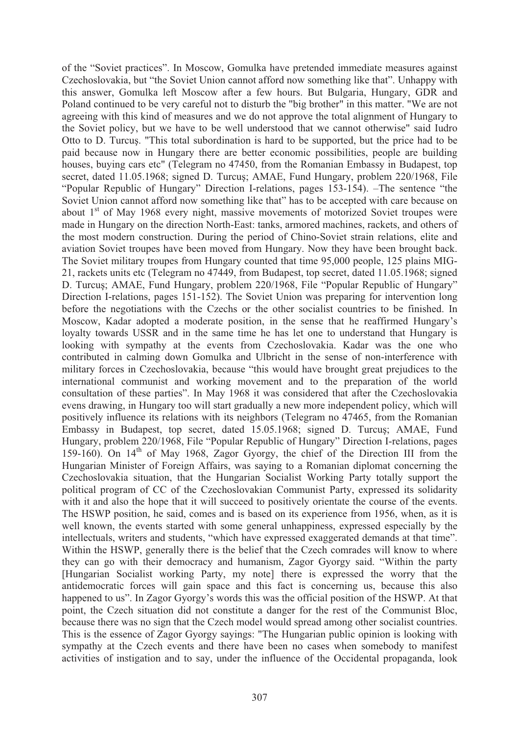of the “Soviet practices”. In Moscow, Gomulka have pretended immediate measures against Czechoslovakia, but “the Soviet Union cannot afford now something like that”. Unhappy with this answer, Gomulka left Moscow after a few hours. But Bulgaria, Hungary, GDR and Poland continued to be very careful not to disturb the "big brother" in this matter. "We are not agreeing with this kind of measures and we do not approve the total alignment of Hungary to the Soviet policy, but we have to be well understood that we cannot otherwise" said Iudro Otto to D. Turcuş. "This total subordination is hard to be supported, but the price had to be paid because now in Hungary there are better economic possibilities, people are building houses, buying cars etc" (Telegram no 47450, from the Romanian Embassy in Budapest, top secret, dated 11.05.1968; signed D. Turcuş; AMAE, Fund Hungary, problem 220/1968, File “Popular Republic of Hungary” Direction I-relations, pages 153-154). –The sentence “the Soviet Union cannot afford now something like that” has to be accepted with care because on about 1st of May 1968 every night, massive movements of motorized Soviet troupes were made in Hungary on the direction North-East: tanks, armored machines, rackets, and others of the most modern construction. During the period of Chino-Soviet strain relations, elite and aviation Soviet troupes have been moved from Hungary. Now they have been brought back. The Soviet military troupes from Hungary counted that time 95,000 people, 125 plains MIG-21, rackets units etc (Telegram no 47449, from Budapest, top secret, dated 11.05.1968; signed D. Turcuş; AMAE, Fund Hungary, problem 220/1968, File “Popular Republic of Hungary” Direction I-relations, pages 151-152). The Soviet Union was preparing for intervention long before the negotiations with the Czechs or the other socialist countries to be finished. In Moscow, Kadar adopted a moderate position, in the sense that he reaffirmed Hungary’s loyalty towards USSR and in the same time he has let one to understand that Hungary is looking with sympathy at the events from Czechoslovakia. Kadar was the one who contributed in calming down Gomulka and Ulbricht in the sense of non-interference with military forces in Czechoslovakia, because “this would have brought great prejudices to the international communist and working movement and to the preparation of the world consultation of these parties”. In May 1968 it was considered that after the Czechoslovakia evens drawing, in Hungary too will start gradually a new more independent policy, which will positively influence its relations with its neighbors (Telegram no 47465, from the Romanian Embassy in Budapest, top secret, dated 15.05.1968; signed D. Turcuş; AMAE, Fund Hungary, problem 220/1968, File “Popular Republic of Hungary” Direction I-relations, pages 159-160). On 14th of May 1968, Zagor Gyorgy, the chief of the Direction III from the Hungarian Minister of Foreign Affairs, was saying to a Romanian diplomat concerning the Czechoslovakia situation, that the Hungarian Socialist Working Party totally support the political program of CC of the Czechoslovakian Communist Party, expressed its solidarity with it and also the hope that it will succeed to positively orientate the course of the events. The HSWP position, he said, comes and is based on its experience from 1956, when, as it is well known, the events started with some general unhappiness, expressed especially by the intellectuals, writers and students, “which have expressed exaggerated demands at that time”. Within the HSWP, generally there is the belief that the Czech comrades will know to where they can go with their democracy and humanism, Zagor Gyorgy said. “Within the party [Hungarian Socialist working Party, my note] there is expressed the worry that the antidemocratic forces will gain space and this fact is concerning us, because this also happened to us”. In Zagor Gyorgy’s words this was the official position of the HSWP. At that point, the Czech situation did not constitute a danger for the rest of the Communist Bloc, because there was no sign that the Czech model would spread among other socialist countries. This is the essence of Zagor Gyorgy sayings: "The Hungarian public opinion is looking with sympathy at the Czech events and there have been no cases when somebody to manifest activities of instigation and to say, under the influence of the Occidental propaganda, look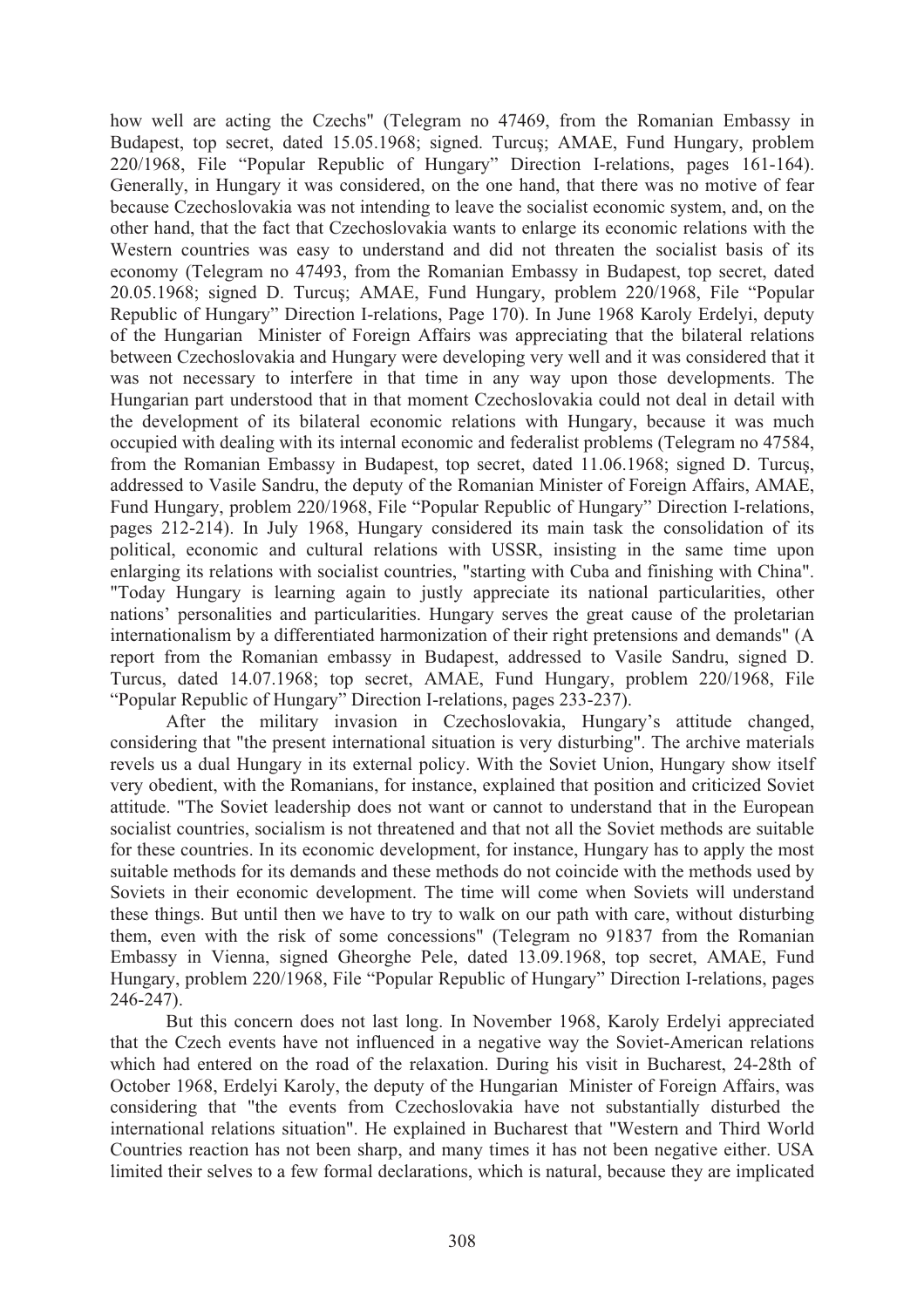how well are acting the Czechs" (Telegram no 47469, from the Romanian Embassy in Budapest, top secret, dated 15.05.1968; signed. Turcuş; AMAE, Fund Hungary, problem 220/1968, File "Popular Republic of Hungary" Direction I-relations, pages 161-164). Generally, in Hungary it was considered, on the one hand, that there was no motive of fear because Czechoslovakia was not intending to leave the socialist economic system, and, on the other hand, that the fact that Czechoslovakia wants to enlarge its economic relations with the Western countries was easy to understand and did not threaten the socialist basis of its economy (Telegram no 47493, from the Romanian Embassy in Budapest, top secret, dated 20.05.1968; signed D. Turcuş; AMAE, Fund Hungary, problem 220/1968, File "Popular Republic of Hungary" Direction I-relations, Page 170). In June 1968 Karoly Erdelyi, deputy of the Hungarian Minister of Foreign Affairs was appreciating that the bilateral relations between Czechoslovakia and Hungary were developing very well and it was considered that it was not necessary to interfere in that time in any way upon those developments. The Hungarian part understood that in that moment Czechoslovakia could not deal in detail with the development of its bilateral economic relations with Hungary, because it was much occupied with dealing with its internal economic and federalist problems (Telegram no 47584, from the Romanian Embassy in Budapest, top secret, dated 11.06.1968; signed D. Turcuş, addressed to Vasile Sandru, the deputy of the Romanian Minister of Foreign Affairs, AMAE, Fund Hungary, problem 220/1968, File "Popular Republic of Hungary" Direction I-relations, pages 212-214). In July 1968, Hungary considered its main task the consolidation of its political, economic and cultural relations with USSR, insisting in the same time upon enlarging its relations with socialist countries, "starting with Cuba and finishing with China". "Today Hungary is learning again to justly appreciate its national particularities, other nations' personalities and particularities. Hungary serves the great cause of the proletarian internationalism by a differentiated harmonization of their right pretensions and demands" (A report from the Romanian embassy in Budapest, addressed to Vasile Sandru, signed D. Turcus, dated 14.07.1968; top secret, AMAE, Fund Hungary, problem 220/1968, File "Popular Republic of Hungary" Direction I-relations, pages 233-237).

After the military invasion in Czechoslovakia, Hungary's attitude changed, considering that "the present international situation is very disturbing". The archive materials revels us a dual Hungary in its external policy. With the Soviet Union, Hungary show itself very obedient, with the Romanians, for instance, explained that position and criticized Soviet attitude. "The Soviet leadership does not want or cannot to understand that in the European socialist countries, socialism is not threatened and that not all the Soviet methods are suitable for these countries. In its economic development, for instance, Hungary has to apply the most suitable methods for its demands and these methods do not coincide with the methods used by Soviets in their economic development. The time will come when Soviets will understand these things. But until then we have to try to walk on our path with care, without disturbing them, even with the risk of some concessions" (Telegram no 91837 from the Romanian Embassy in Vienna, signed Gheorghe Pele, dated 13.09.1968, top secret, AMAE, Fund Hungary, problem 220/1968, File "Popular Republic of Hungary" Direction I-relations, pages 246-247).

But this concern does not last long. In November 1968, Karoly Erdelyi appreciated that the Czech events have not influenced in a negative way the Soviet-American relations which had entered on the road of the relaxation. During his visit in Bucharest, 24-28th of October 1968, Erdelyi Karoly, the deputy of the Hungarian Minister of Foreign Affairs, was considering that "the events from Czechoslovakia have not substantially disturbed the international relations situation". He explained in Bucharest that "Western and Third World Countries reaction has not been sharp, and many times it has not been negative either. USA limited their selves to a few formal declarations, which is natural, because they are implicated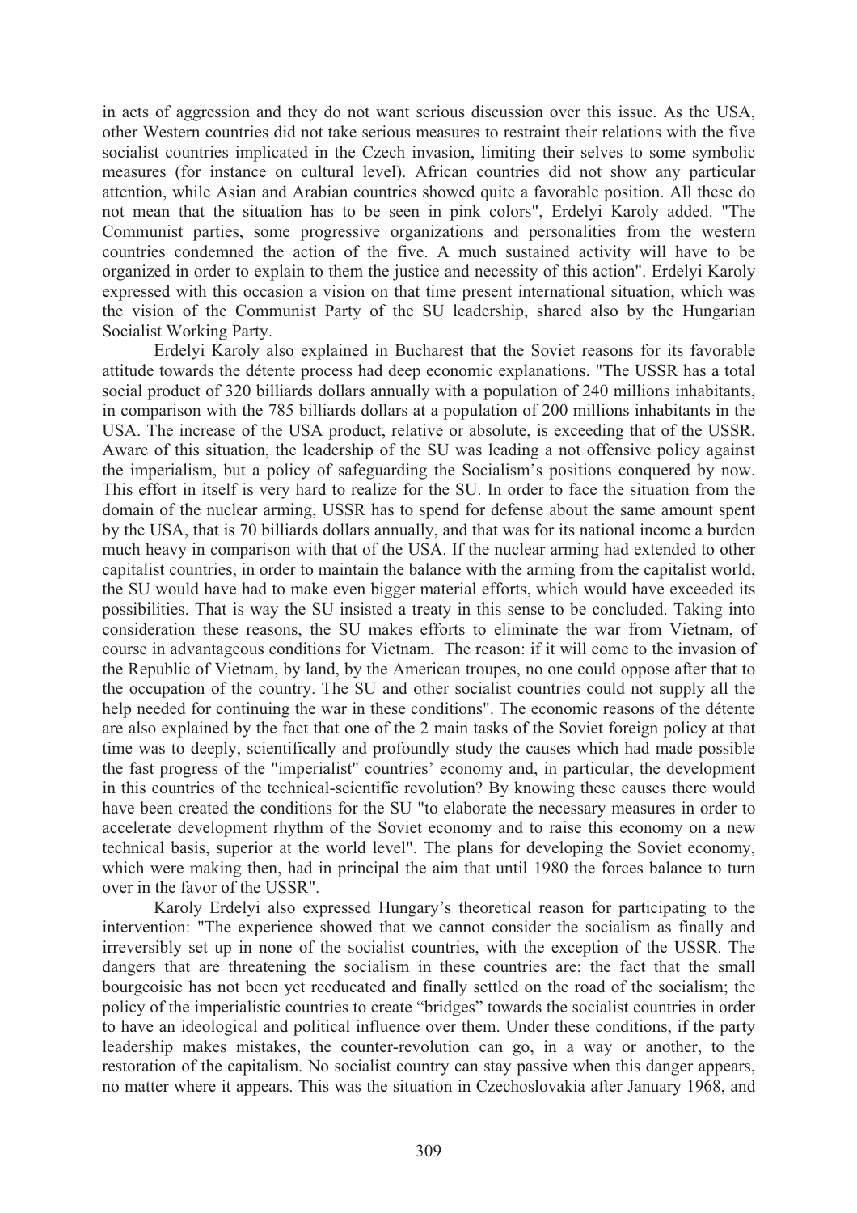in acts of aggression and they do not want serious discussion over this issue. As the USA, other Western countries did not take serious measures to restraint their relations with the five socialist countries implicated in the Czech invasion, limiting their selves to some symbolic measures (for instance on cultural level). African countries did not show any particular attention, while Asian and Arabian countries showed quite a favorable position. All these do not mean that the situation has to be seen in pink colors", Erdelyi Karoly added. "The Communist parties, some progressive organizations and personalities from the western countries condemned the action of the five. A much sustained activity will have to be organized in order to explain to them the justice and necessity of this action". Erdelyi Karoly expressed with this occasion a vision on that time present international situation, which was the vision of the Communist Party of the SU leadership, shared also by the Hungarian Socialist Working Party.

Erdelyi Karoly also explained in Bucharest that the Soviet reasons for its favorable attitude towards the détente process had deep economic explanations. "The USSR has a total social product of 320 billiards dollars annually with a population of 240 millions inhabitants, in comparison with the 785 billiards dollars at a population of 200 millions inhabitants in the USA. The increase of the USA product, relative or absolute, is exceeding that of the USSR. Aware of this situation, the leadership of the SU was leading a not offensive policy against the imperialism, but a policy of safeguarding the Socialism's positions conquered by now. This effort in itself is very hard to realize for the SU. In order to face the situation from the domain of the nuclear arming, USSR has to spend for defense about the same amount spent by the USA, that is 70 billiards dollars annually, and that was for its national income a burden much heavy in comparison with that of the USA. If the nuclear arming had extended to other capitalist countries, in order to maintain the balance with the arming from the capitalist world, the SU would have had to make even bigger material efforts, which would have exceeded its possibilities. That is way the SU insisted a treaty in this sense to be concluded. Taking into consideration these reasons, the SU makes efforts to eliminate the war from Vietnam, of course in advantageous conditions for Vietnam. The reason: if it will come to the invasion of the Republic of Vietnam, by land, by the American troupes, no one could oppose after that to the occupation of the country. The SU and other socialist countries could not supply all the help needed for continuing the war in these conditions". The economic reasons of the détente are also explained by the fact that one of the 2 main tasks of the Soviet foreign policy at that time was to deeply, scientifically and profoundly study the causes which had made possible the fast progress of the "imperialist" countries' economy and, in particular, the development in this countries of the technical-scientific revolution? By knowing these causes there would have been created the conditions for the SU "to elaborate the necessary measures in order to accelerate development rhythm of the Soviet economy and to raise this economy on a new technical basis, superior at the world level". The plans for developing the Soviet economy, which were making then, had in principal the aim that until 1980 the forces balance to turn over in the favor of the USSR".

Karoly Erdelyi also expressed Hungary's theoretical reason for participating to the intervention: "The experience showed that we cannot consider the socialism as finally and irreversibly set up in none of the socialist countries, with the exception of the USSR. The dangers that are threatening the socialism in these countries are: the fact that the small bourgeoisie has not been yet reeducated and finally settled on the road of the socialism; the policy of the imperialistic countries to create "bridges" towards the socialist countries in order to have an ideological and political influence over them. Under these conditions, if the party leadership makes mistakes, the counter-revolution can go, in a way or another, to the restoration of the capitalism. No socialist country can stay passive when this danger appears, no matter where it appears. This was the situation in Czechoslovakia after January 1968, and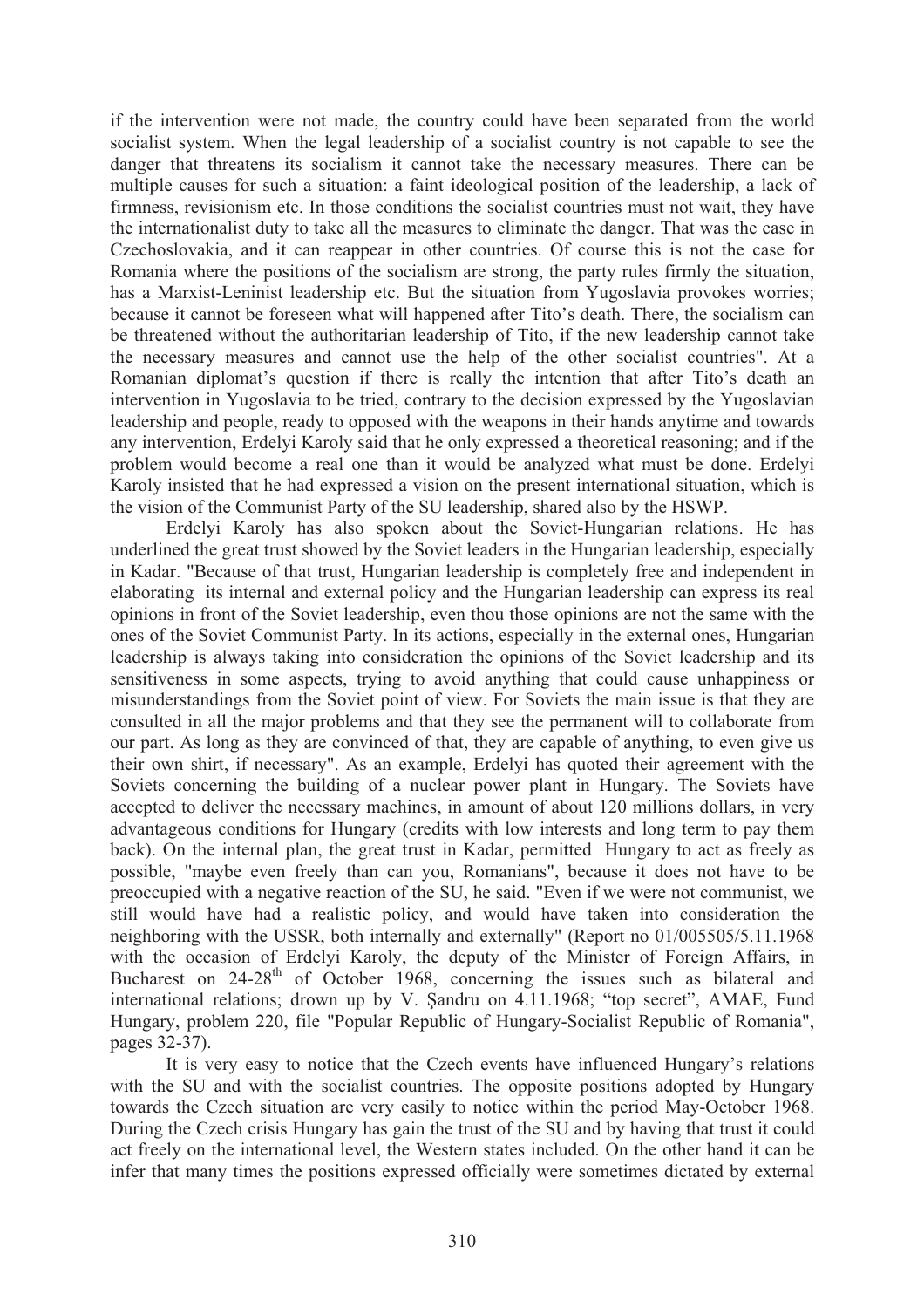if the intervention were not made, the country could have been separated from the world socialist system. When the legal leadership of a socialist country is not capable to see the danger that threatens its socialism it cannot take the necessary measures. There can be multiple causes for such a situation: a faint ideological position of the leadership, a lack of firmness, revisionism etc. In those conditions the socialist countries must not wait, they have the internationalist duty to take all the measures to eliminate the danger. That was the case in Czechoslovakia, and it can reappear in other countries. Of course this is not the case for Romania where the positions of the socialism are strong, the party rules firmly the situation, has a Marxist-Leninist leadership etc. But the situation from Yugoslavia provokes worries; because it cannot be foreseen what will happened after Tito's death. There, the socialism can be threatened without the authoritarian leadership of Tito, if the new leadership cannot take the necessary measures and cannot use the help of the other socialist countries". At a Romanian diplomat's question if there is really the intention that after Tito's death an intervention in Yugoslavia to be tried, contrary to the decision expressed by the Yugoslavian leadership and people, ready to opposed with the weapons in their hands anytime and towards any intervention, Erdelyi Karoly said that he only expressed a theoretical reasoning; and if the problem would become a real one than it would be analyzed what must be done. Erdelyi Karoly insisted that he had expressed a vision on the present international situation, which is the vision of the Communist Party of the SU leadership, shared also by the HSWP.

Erdelyi Karoly has also spoken about the Soviet-Hungarian relations. He has underlined the great trust showed by the Soviet leaders in the Hungarian leadership, especially in Kadar. "Because of that trust, Hungarian leadership is completely free and independent in elaborating its internal and external policy and the Hungarian leadership can express its real opinions in front of the Soviet leadership, even thou those opinions are not the same with the ones of the Soviet Communist Party. In its actions, especially in the external ones, Hungarian leadership is always taking into consideration the opinions of the Soviet leadership and its sensitiveness in some aspects, trying to avoid anything that could cause unhappiness or misunderstandings from the Soviet point of view. For Soviets the main issue is that they are consulted in all the major problems and that they see the permanent will to collaborate from our part. As long as they are convinced of that, they are capable of anything, to even give us their own shirt, if necessary". As an example, Erdelyi has quoted their agreement with the Soviets concerning the building of a nuclear power plant in Hungary. The Soviets have accepted to deliver the necessary machines, in amount of about 120 millions dollars, in very advantageous conditions for Hungary (credits with low interests and long term to pay them back). On the internal plan, the great trust in Kadar, permitted Hungary to act as freely as possible, "maybe even freely than can you, Romanians", because it does not have to be preoccupied with a negative reaction of the SU, he said. "Even if we were not communist, we still would have had a realistic policy, and would have taken into consideration the neighboring with the USSR, both internally and externally" (Report no 01/005505/5.11.1968 with the occasion of Erdelyi Karoly, the deputy of the Minister of Foreign Affairs, in Bucharest on 24-28th of October 1968, concerning the issues such as bilateral and international relations; drown up by V. Şandru on 4.11.1968; "top secret", AMAE, Fund Hungary, problem 220, file "Popular Republic of Hungary-Socialist Republic of Romania", pages 32-37).

It is very easy to notice that the Czech events have influenced Hungary's relations with the SU and with the socialist countries. The opposite positions adopted by Hungary towards the Czech situation are very easily to notice within the period May-October 1968. During the Czech crisis Hungary has gain the trust of the SU and by having that trust it could act freely on the international level, the Western states included. On the other hand it can be infer that many times the positions expressed officially were sometimes dictated by external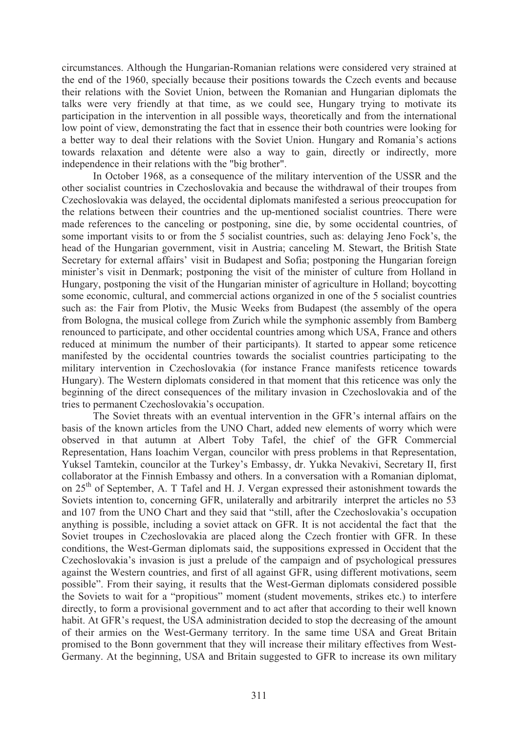circumstances. Although the Hungarian-Romanian relations were considered very strained at the end of the 1960, specially because their positions towards the Czech events and because their relations with the Soviet Union, between the Romanian and Hungarian diplomats the talks were very friendly at that time, as we could see, Hungary trying to motivate its participation in the intervention in all possible ways, theoretically and from the international low point of view, demonstrating the fact that in essence their both countries were looking for a better way to deal their relations with the Soviet Union. Hungary and Romania's actions towards relaxation and détente were also a way to gain, directly or indirectly, more independence in their relations with the "big brother".

In October 1968, as a consequence of the military intervention of the USSR and the other socialist countries in Czechoslovakia and because the withdrawal of their troupes from Czechoslovakia was delayed, the occidental diplomats manifested a serious preoccupation for the relations between their countries and the up-mentioned socialist countries. There were made references to the canceling or postponing, sine die, by some occidental countries, of some important visits to or from the 5 socialist countries, such as: delaying Jeno Fock's, the head of the Hungarian government, visit in Austria; canceling M. Stewart, the British State Secretary for external affairs' visit in Budapest and Sofia; postponing the Hungarian foreign minister's visit in Denmark; postponing the visit of the minister of culture from Holland in Hungary, postponing the visit of the Hungarian minister of agriculture in Holland; boycotting some economic, cultural, and commercial actions organized in one of the 5 socialist countries such as: the Fair from Plotiv, the Music Weeks from Budapest (the assembly of the opera from Bologna, the musical college from Zurich while the symphonic assembly from Bamberg renounced to participate, and other occidental countries among which USA, France and others reduced at minimum the number of their participants). It started to appear some reticence manifested by the occidental countries towards the socialist countries participating to the military intervention in Czechoslovakia (for instance France manifests reticence towards Hungary). The Western diplomats considered in that moment that this reticence was only the beginning of the direct consequences of the military invasion in Czechoslovakia and of the tries to permanent Czechoslovakia's occupation.

The Soviet threats with an eventual intervention in the GFR's internal affairs on the basis of the known articles from the UNO Chart, added new elements of worry which were observed in that autumn at Albert Toby Tafel, the chief of the GFR Commercial Representation, Hans Ioachim Vergan, councilor with press problems in that Representation, Yuksel Tamtekin, councilor at the Turkey's Embassy, dr. Yukka Nevakivi, Secretary II, first collaborator at the Finnish Embassy and others. In a conversation with a Romanian diplomat, on 25th of September, A. T Tafel and H. J. Vergan expressed their astonishment towards the Soviets intention to, concerning GFR, unilaterally and arbitrarily interpret the articles no 53 and 107 from the UNO Chart and they said that "still, after the Czechoslovakia's occupation anything is possible, including a soviet attack on GFR. It is not accidental the fact that the Soviet troupes in Czechoslovakia are placed along the Czech frontier with GFR. In these conditions, the West-German diplomats said, the suppositions expressed in Occident that the Czechoslovakia's invasion is just a prelude of the campaign and of psychological pressures against the Western countries, and first of all against GFR, using different motivations, seem possible". From their saying, it results that the West-German diplomats considered possible the Soviets to wait for a "propitious" moment (student movements, strikes etc.) to interfere directly, to form a provisional government and to act after that according to their well known habit. At GFR's request, the USA administration decided to stop the decreasing of the amount of their armies on the West-Germany territory. In the same time USA and Great Britain promised to the Bonn government that they will increase their military effectives from West-Germany. At the beginning, USA and Britain suggested to GFR to increase its own military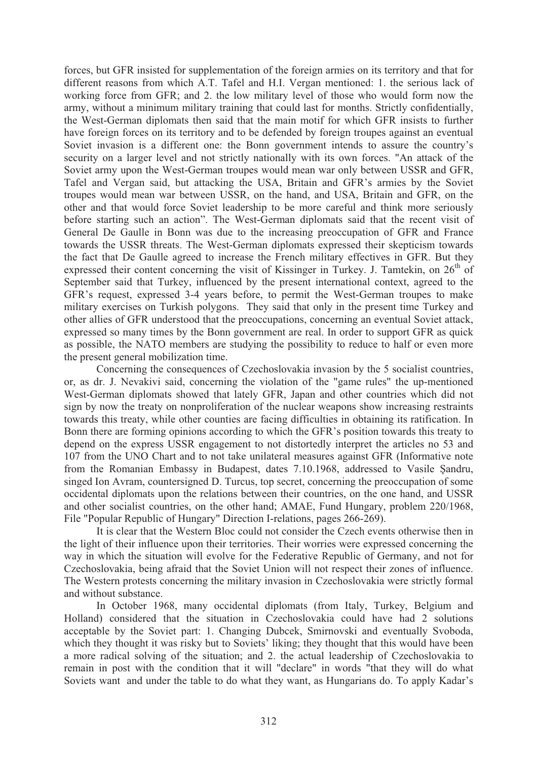forces, but GFR insisted for supplementation of the foreign armies on its territory and that for different reasons from which A.T. Tafel and H.I. Vergan mentioned: 1. the serious lack of working force from GFR; and 2. the low military level of those who would form now the army, without a minimum military training that could last for months. Strictly confidentially, the West-German diplomats then said that the main motif for which GFR insists to further have foreign forces on its territory and to be defended by foreign troupes against an eventual Soviet invasion is a different one: the Bonn government intends to assure the country's security on a larger level and not strictly nationally with its own forces. "An attack of the Soviet army upon the West-German troupes would mean war only between USSR and GFR, Tafel and Vergan said, but attacking the USA, Britain and GFR's armies by the Soviet troupes would mean war between USSR, on the hand, and USA, Britain and GFR, on the other and that would force Soviet leadership to be more careful and think more seriously before starting such an action". The West-German diplomats said that the recent visit of General De Gaulle in Bonn was due to the increasing preoccupation of GFR and France towards the USSR threats. The West-German diplomats expressed their skepticism towards the fact that De Gaulle agreed to increase the French military effectives in GFR. But they expressed their content concerning the visit of Kissinger in Turkey. J. Tamtekin, on 26th of September said that Turkey, influenced by the present international context, agreed to the GFR's request, expressed 3-4 years before, to permit the West-German troupes to make military exercises on Turkish polygons. They said that only in the present time Turkey and other allies of GFR understood that the preoccupations, concerning an eventual Soviet attack, expressed so many times by the Bonn government are real. In order to support GFR as quick as possible, the NATO members are studying the possibility to reduce to half or even more the present general mobilization time.

Concerning the consequences of Czechoslovakia invasion by the 5 socialist countries, or, as dr. J. Nevakivi said, concerning the violation of the "game rules" the up-mentioned West-German diplomats showed that lately GFR, Japan and other countries which did not sign by now the treaty on nonproliferation of the nuclear weapons show increasing restraints towards this treaty, while other counties are facing difficulties in obtaining its ratification. In Bonn there are forming opinions according to which the GFR's position towards this treaty to depend on the express USSR engagement to not distortedly interpret the articles no 53 and 107 from the UNO Chart and to not take unilateral measures against GFR (Informative note from the Romanian Embassy in Budapest, dates 7.10.1968, addressed to Vasile Şandru, singed Ion Avram, countersigned D. Turcus, top secret, concerning the preoccupation of some occidental diplomats upon the relations between their countries, on the one hand, and USSR and other socialist countries, on the other hand; AMAE, Fund Hungary, problem 220/1968, File "Popular Republic of Hungary" Direction I-relations, pages 266-269).

It is clear that the Western Bloc could not consider the Czech events otherwise then in the light of their influence upon their territories. Their worries were expressed concerning the way in which the situation will evolve for the Federative Republic of Germany, and not for Czechoslovakia, being afraid that the Soviet Union will not respect their zones of influence. The Western protests concerning the military invasion in Czechoslovakia were strictly formal and without substance.

In October 1968, many occidental diplomats (from Italy, Turkey, Belgium and Holland) considered that the situation in Czechoslovakia could have had 2 solutions acceptable by the Soviet part: 1. Changing Dubcek, Smirnovski and eventually Svoboda, which they thought it was risky but to Soviets' liking; they thought that this would have been a more radical solving of the situation; and 2. the actual leadership of Czechoslovakia to remain in post with the condition that it will "declare" in words "that they will do what Soviets want and under the table to do what they want, as Hungarians do. To apply Kadar's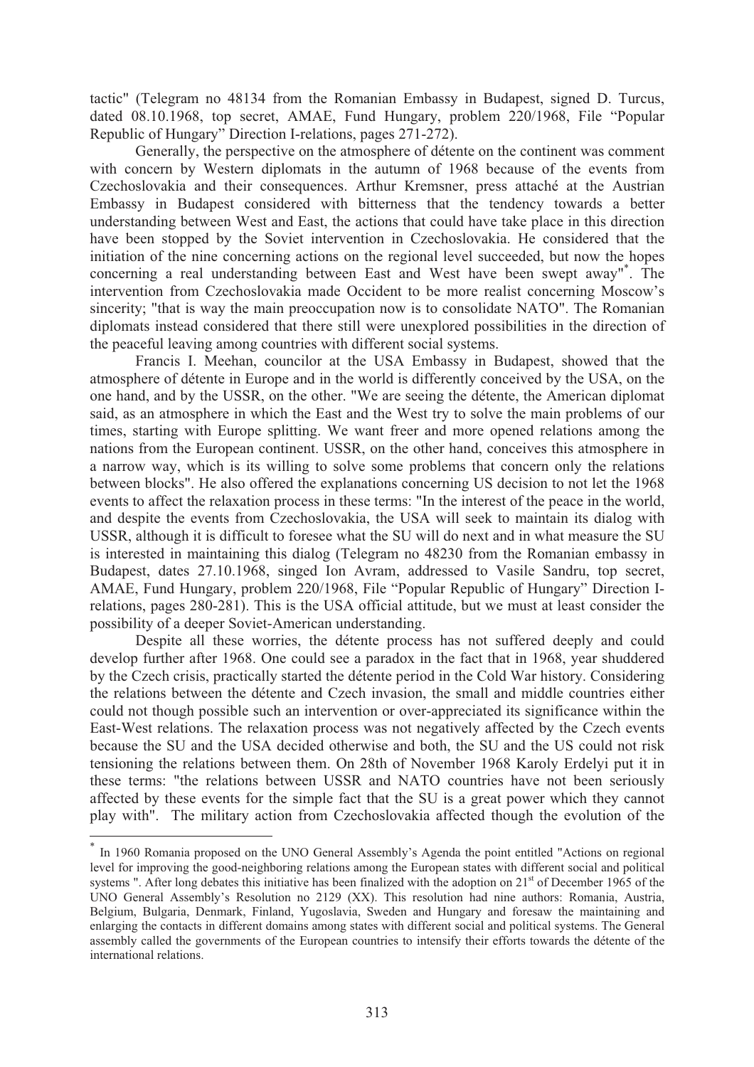tactic" (Telegram no 48134 from the Romanian Embassy in Budapest, signed D. Turcus, dated 08.10.1968, top secret, AMAE, Fund Hungary, problem 220/1968, File "Popular Republic of Hungary" Direction I-relations, pages 271-272).

Generally, the perspective on the atmosphere of détente on the continent was comment with concern by Western diplomats in the autumn of 1968 because of the events from Czechoslovakia and their consequences. Arthur Kremsner, press attaché at the Austrian Embassy in Budapest considered with bitterness that the tendency towards a better understanding between West and East, the actions that could have take place in this direction have been stopped by the Soviet intervention in Czechoslovakia. He considered that the initiation of the nine concerning actions on the regional level succeeded, but now the hopes concerning a real understanding between East and West have been swept away"*. The intervention from Czechoslovakia made Occident to be more realist concerning Moscow's sincerity; "that is way the main preoccupation now is to consolidate NATO". The Romanian diplomats instead considered that there still were unexplored possibilities in the direction of the peaceful leaving among countries with different social systems.

Francis I. Meehan, councilor at the USA Embassy in Budapest, showed that the atmosphere of détente in Europe and in the world is differently conceived by the USA, on the one hand, and by the USSR, on the other. "We are seeing the détente, the American diplomat said, as an atmosphere in which the East and the West try to solve the main problems of our times, starting with Europe splitting. We want freer and more opened relations among the nations from the European continent. USSR, on the other hand, conceives this atmosphere in a narrow way, which is its willing to solve some problems that concern only the relations between blocks". He also offered the explanations concerning US decision to not let the 1968 events to affect the relaxation process in these terms: "In the interest of the peace in the world, and despite the events from Czechoslovakia, the USA will seek to maintain its dialog with USSR, although it is difficult to foresee what the SU will do next and in what measure the SU is interested in maintaining this dialog (Telegram no 48230 from the Romanian embassy in Budapest, dates 27.10.1968, singed Ion Avram, addressed to Vasile Sandru, top secret, AMAE, Fund Hungary, problem 220/1968, File "Popular Republic of Hungary" Direction I-relations, pages 280-281). This is the USA official attitude, but we must at least consider the possibility of a deeper Soviet-American understanding.

Despite all these worries, the détente process has not suffered deeply and could develop further after 1968. One could see a paradox in the fact that in 1968, year shuddered by the Czech crisis, practically started the détente period in the Cold War history. Considering the relations between the détente and Czech invasion, the small and middle countries either could not though possible such an intervention or over-appreciated its significance within the East-West relations. The relaxation process was not negatively affected by the Czech events because the SU and the USA decided otherwise and both, the SU and the US could not risk tensioning the relations between them. On 28th of November 1968 Karoly Erdelyi put it in these terms: "the relations between USSR and NATO countries have not been seriously affected by these events for the simple fact that the SU is a great power which they cannot play with". The military action from Czechoslovakia affected though the evolution of the

---

* In 1960 Romania proposed on the UNO General Assembly's Agenda the point entitled "Actions on regional level for improving the good-neighboring relations among the European states with different social and political systems ". After long debates this initiative has been finalized with the adoption on 21st of December 1965 of the UNO General Assembly's Resolution no 2129 (XX). This resolution had nine authors: Romania, Austria, Belgium, Bulgaria, Denmark, Finland, Yugoslavia, Sweden and Hungary and foresaw the maintaining and enlarging the contacts in different domains among states with different social and political systems. The General assembly called the governments of the European countries to intensify their efforts towards the détente of the international relations.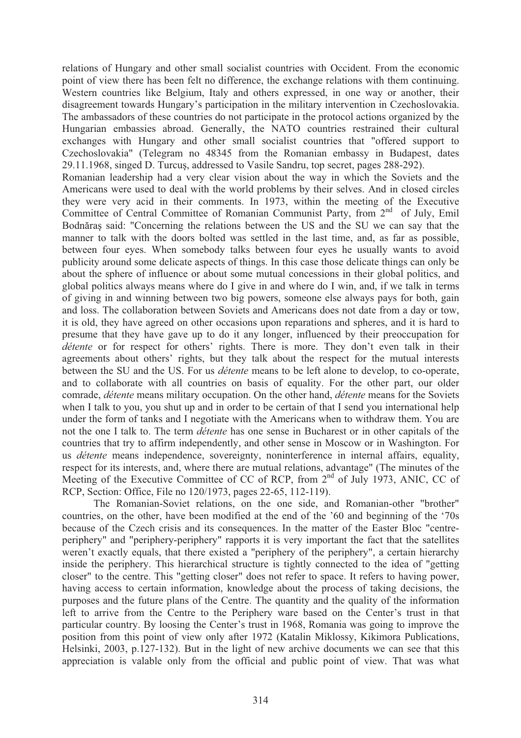relations of Hungary and other small socialist countries with Occident. From the economic point of view there has been felt no difference, the exchange relations with them continuing. Western countries like Belgium, Italy and others expressed, in one way or another, their disagreement towards Hungary's participation in the military intervention in Czechoslovakia. The ambassadors of these countries do not participate in the protocol actions organized by the Hungarian embassies abroad. Generally, the NATO countries restrained their cultural exchanges with Hungary and other small socialist countries that "offered support to Czechoslovakia" (Telegram no 48345 from the Romanian embassy in Budapest, dates 29.11.1968, singed D. Turcuş, addressed to Vasile Sandru, top secret, pages 288-292).

Romanian leadership had a very clear vision about the way in which the Soviets and the Americans were used to deal with the world problems by their selves. And in closed circles they were very acid in their comments. In 1973, within the meeting of the Executive Committee of Central Committee of Romanian Communist Party, from 2nd of July, Emil Bodnăraş said: "Concerning the relations between the US and the SU we can say that the manner to talk with the doors bolted was settled in the last time, and, as far as possible, between four eyes. When somebody talks between four eyes he usually wants to avoid publicity around some delicate aspects of things. In this case those delicate things can only be about the sphere of influence or about some mutual concessions in their global politics, and global politics always means where do I give in and where do I win, and, if we talk in terms of giving in and winning between two big powers, someone else always pays for both, gain and loss. The collaboration between Soviets and Americans does not date from a day or tow, it is old, they have agreed on other occasions upon reparations and spheres, and it is hard to presume that they have gave up to do it any longer, influenced by their preoccupation for *détente* or for respect for others' rights. There is more. They don't even talk in their agreements about others' rights, but they talk about the respect for the mutual interests between the SU and the US. For us *détente* means to be left alone to develop, to co-operate, and to collaborate with all countries on basis of equality. For the other part, our older comrade, *détente* means military occupation. On the other hand, *détente* means for the Soviets when I talk to you, you shut up and in order to be certain of that I send you international help under the form of tanks and I negotiate with the Americans when to withdraw them. You are not the one I talk to. The term *détente* has one sense in Bucharest or in other capitals of the countries that try to affirm independently, and other sense in Moscow or in Washington. For us *détente* means independence, sovereignty, noninterference in internal affairs, equality, respect for its interests, and, where there are mutual relations, advantage" (The minutes of the Meeting of the Executive Committee of CC of RCP, from 2nd of July 1973, ANIC, CC of RCP, Section: Office, File no 120/1973, pages 22-65, 112-119).

The Romanian-Soviet relations, on the one side, and Romanian-other "brother" countries, on the other, have been modified at the end of the '60 and beginning of the '70s because of the Czech crisis and its consequences. In the matter of the Easter Bloc "centre-periphery" and "periphery-periphery" rapports it is very important the fact that the satellites weren't exactly equals, that there existed a "periphery of the periphery", a certain hierarchy inside the periphery. This hierarchical structure is tightly connected to the idea of "getting closer" to the centre. This "getting closer" does not refer to space. It refers to having power, having access to certain information, knowledge about the process of taking decisions, the purposes and the future plans of the Centre. The quantity and the quality of the information left to arrive from the Centre to the Periphery ware based on the Center's trust in that particular country. By loosing the Center's trust in 1968, Romania was going to improve the position from this point of view only after 1972 (Katalin Miklossy, Kikimora Publications, Helsinki, 2003, p.127-132). But in the light of new archive documents we can see that this appreciation is valable only from the official and public point of view. That was what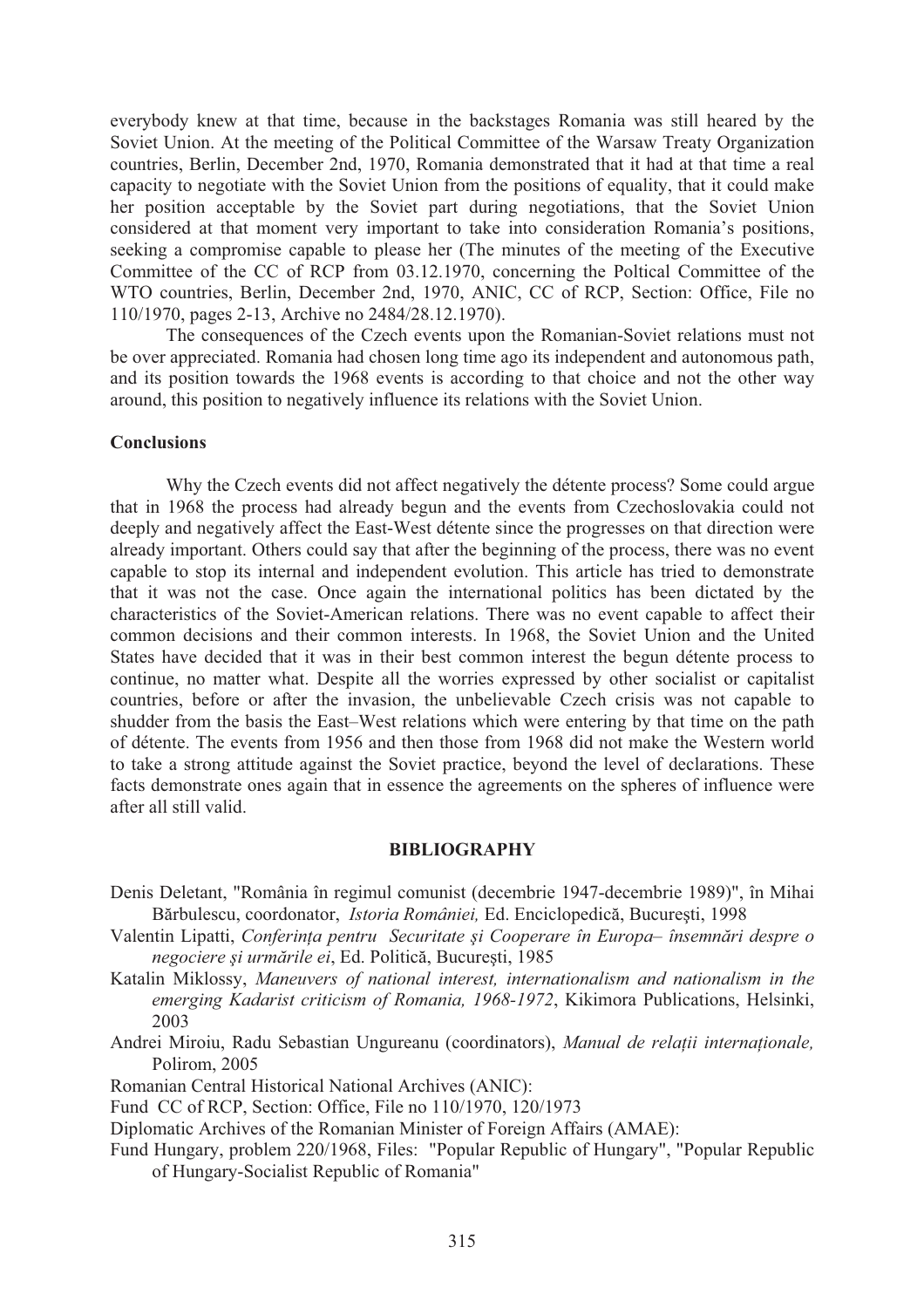everybody knew at that time, because in the backstages Romania was still heared by the Soviet Union. At the meeting of the Political Committee of the Warsaw Treaty Organization countries, Berlin, December 2nd, 1970, Romania demonstrated that it had at that time a real capacity to negotiate with the Soviet Union from the positions of equality, that it could make her position acceptable by the Soviet part during negotiations, that the Soviet Union considered at that moment very important to take into consideration Romania's positions, seeking a compromise capable to please her (The minutes of the meeting of the Executive Committee of the CC of RCP from 03.12.1970, concerning the Poltical Committee of the WTO countries, Berlin, December 2nd, 1970, ANIC, CC of RCP, Section: Office, File no 110/1970, pages 2-13, Archive no 2484/28.12.1970).

The consequences of the Czech events upon the Romanian-Soviet relations must not be over appreciated. Romania had chosen long time ago its independent and autonomous path, and its position towards the 1968 events is according to that choice and not the other way around, this position to negatively influence its relations with the Soviet Union.

**Conclusions**

Why the Czech events did not affect negatively the détente process? Some could argue that in 1968 the process had already begun and the events from Czechoslovakia could not deeply and negatively affect the East-West détente since the progresses on that direction were already important. Others could say that after the beginning of the process, there was no event capable to stop its internal and independent evolution. This article has tried to demonstrate that it was not the case. Once again the international politics has been dictated by the characteristics of the Soviet-American relations. There was no event capable to affect their common decisions and their common interests. In 1968, the Soviet Union and the United States have decided that it was in their best common interest the begun détente process to continue, no matter what. Despite all the worries expressed by other socialist or capitalist countries, before or after the invasion, the unbelievable Czech crisis was not capable to shudder from the basis the East–West relations which were entering by that time on the path of détente. The events from 1956 and then those from 1968 did not make the Western world to take a strong attitude against the Soviet practice, beyond the level of declarations. These facts demonstrate ones again that in essence the agreements on the spheres of influence were after all still valid.

## BIBLIOGRAPHY

Denis Deletant, "România în regimul comunist (decembrie 1947-decembrie 1989)", în Mihai Bărbulescu, coordonator, *Istoria României,* Ed. Enciclopedică, Bucureşti, 1998

Valentin Lipatti, *Conferința pentru Securitate şi Cooperare în Europa– însemnări despre o negociere şi urmările ei*, Ed. Politică, Bucureşti, 1985

Katalin Miklossy, *Maneuvers of national interest, internationalism and nationalism in the emerging Kadarist criticism of Romania, 1968-1972*, Kikimora Publications, Helsinki, 2003

Andrei Miroiu, Radu Sebastian Ungureanu (coordinators), *Manual de relații internaționale,* Polirom, 2005

Romanian Central Historical National Archives (ANIC):

Fund CC of RCP, Section: Office, File no 110/1970, 120/1973

Diplomatic Archives of the Romanian Minister of Foreign Affairs (AMAE):

Fund Hungary, problem 220/1968, Files: "Popular Republic of Hungary", "Popular Republic of Hungary-Socialist Republic of Romania"